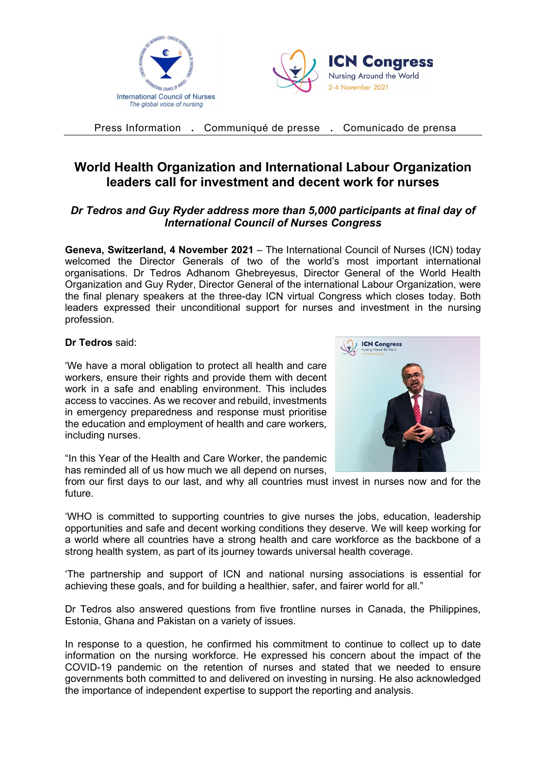Press Information . Communiqué de presse . Comunicado de prensa

# World Health Organization and International Labour Organization leaders call for investment and decent work for nurses

### *Dr Tedros and Guy Ryder address more than 5,000 participants at final day of International Council of Nurses Congress*

**Geneva, Switzerland, 4 November 2021** – The International Council of Nurses (ICN) today welcomed the Director Generals of two of the world's most important international organisations. Dr Tedros Adhanom Ghebreyesus, Director General of the World Health Organization and Guy Ryder, Director General of the international Labour Organization, were the final plenary speakers at the three-day ICN virtual Congress which closes today. Both leaders expressed their unconditional support for nurses and investment in the nursing profession.

**Dr Tedros** said:

'We have a moral obligation to protect all health and care workers, ensure their rights and provide them with decent work in a safe and enabling environment. This includes access to vaccines. As we recover and rebuild, investments in emergency preparedness and response must prioritise the education and employment of health and care workers, including nurses.

"In this Year of the Health and Care Worker, the pandemic has reminded all of us how much we all depend on nurses, from our first days to our last, and why all countries must invest in nurses now and for the future.

'WHO is committed to supporting countries to give nurses the jobs, education, leadership opportunities and safe and decent working conditions they deserve. We will keep working for a world where all countries have a strong health and care workforce as the backbone of a strong health system, as part of its journey towards universal health coverage.

'The partnership and support of ICN and national nursing associations is essential for achieving these goals, and for building a healthier, safer, and fairer world for all."

Dr Tedros also answered questions from five frontline nurses in Canada, the Philippines, Estonia, Ghana and Pakistan on a variety of issues.

In response to a question, he confirmed his commitment to continue to collect up to date information on the nursing workforce. He expressed his concern about the impact of the COVID-19 pandemic on the retention of nurses and stated that we needed to ensure governments both committed to and delivered on investing in nursing. He also acknowledged the importance of independent expertise to support the reporting and analysis.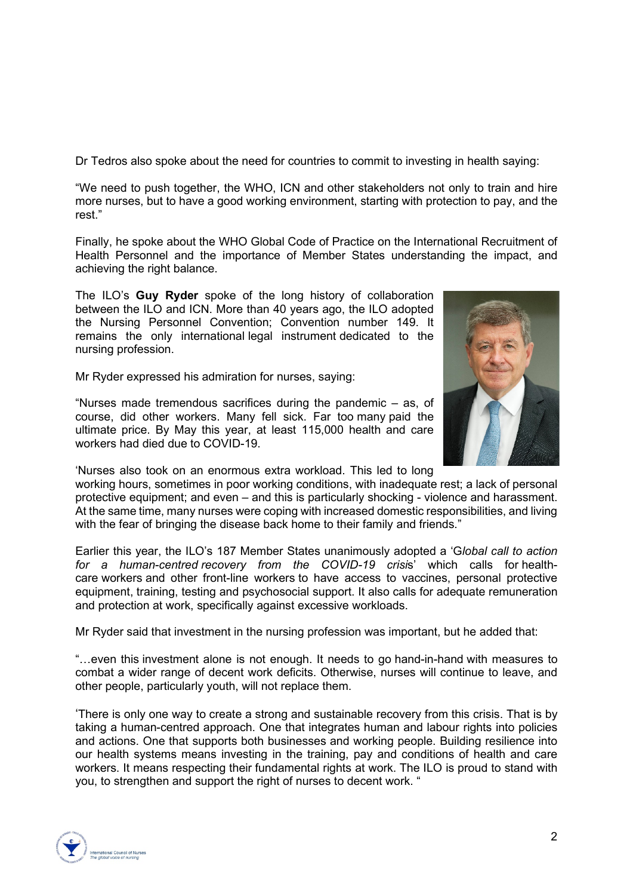Dr Tedros also spoke about the need for countries to commit to investing in health saying:

"We need to push together, the WHO, ICN and other stakeholders not only to train and hire more nurses, but to have a good working environment, starting with protection to pay, and the rest."

Finally, he spoke about the WHO Global Code of Practice on the International Recruitment of Health Personnel and the importance of Member States understanding the impact, and achieving the right balance.

The ILO's **Guy Ryder** spoke of the long history of collaboration between the ILO and ICN. More than 40 years ago, the ILO adopted the Nursing Personnel Convention; Convention number 149. It remains the only international legal instrument dedicated to the nursing profession.

Mr Ryder expressed his admiration for nurses, saying:

"Nurses made tremendous sacrifices during the pandemic – as, of course, did other workers. Many fell sick. Far too many paid the ultimate price. By May this year, at least 115,000 health and care workers had died due to COVID-19.

'Nurses also took on an enormous extra workload. This led to long working hours, sometimes in poor working conditions, with inadequate rest; a lack of personal protective equipment; and even – and this is particularly shocking - violence and harassment. At the same time, many nurses were coping with increased domestic responsibilities, and living with the fear of bringing the disease back home to their family and friends."

Earlier this year, the ILO's 187 Member States unanimously adopted a 'G*lobal call to action for a human-centred recovery from the COVID-19 crisi*s' which calls for health-care workers and other front-line workers to have access to vaccines, personal protective equipment, training, testing and psychosocial support. It also calls for adequate remuneration and protection at work, specifically against excessive workloads.

Mr Ryder said that investment in the nursing profession was important, but he added that:

"…even this investment alone is not enough. It needs to go hand-in-hand with measures to combat a wider range of decent work deficits. Otherwise, nurses will continue to leave, and other people, particularly youth, will not replace them.

'There is only one way to create a strong and sustainable recovery from this crisis. That is by taking a human-centred approach. One that integrates human and labour rights into policies and actions. One that supports both businesses and working people. Building resilience into our health systems means investing in the training, pay and conditions of health and care workers. It means respecting their fundamental rights at work. The ILO is proud to stand with you, to strengthen and support the right of nurses to decent work. "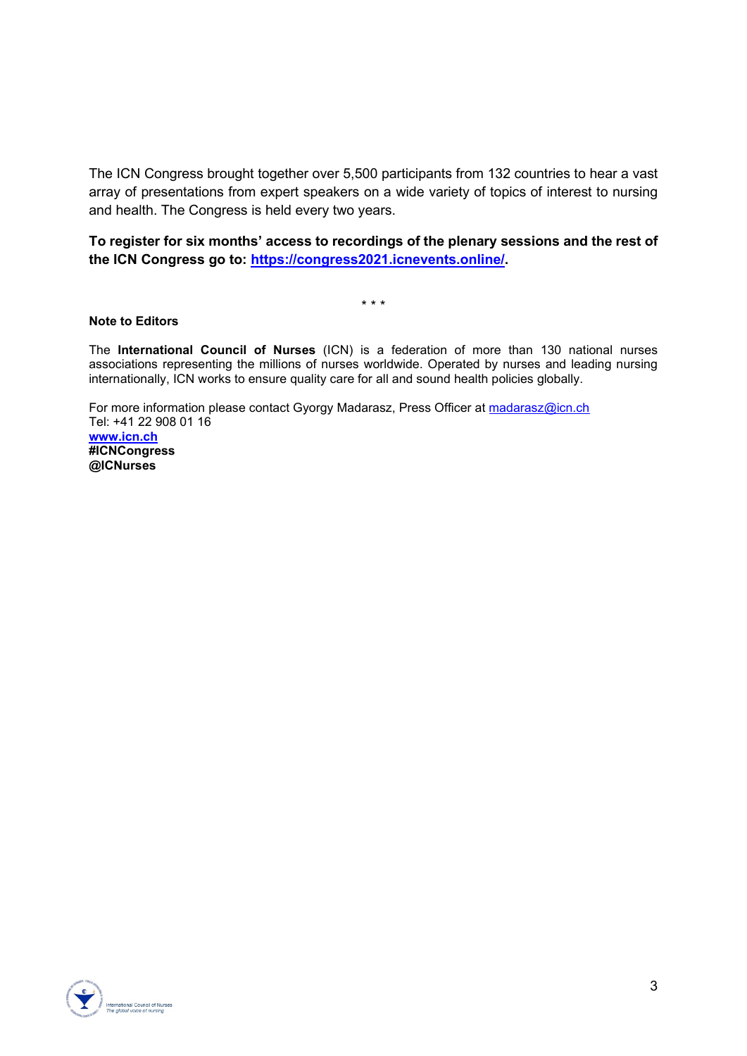The ICN Congress brought together over 5,500 participants from 132 countries to hear a vast array of presentations from expert speakers on a wide variety of topics of interest to nursing and health. The Congress is held every two years.

**To register for six months' access to recordings of the plenary sessions and the rest of the ICN Congress go to: [https://congress2021.icnevents.online/](https://congress2021.icnevents.online/).**

\* \* \*

**Note to Editors**

The **International Council of Nurses** (ICN) is a federation of more than 130 national nurses associations representing the millions of nurses worldwide. Operated by nurses and leading nursing internationally, ICN works to ensure quality care for all and sound health policies globally.

For more information please contact Gyorgy Madarasz, Press Officer at [madarasz@icn.ch](mailto:madarasz@icn.ch)
Tel: +41 22 908 01 16
**[www.icn.ch](http://www.icn.ch)**
**#ICNCongress**
**@ICNurses**